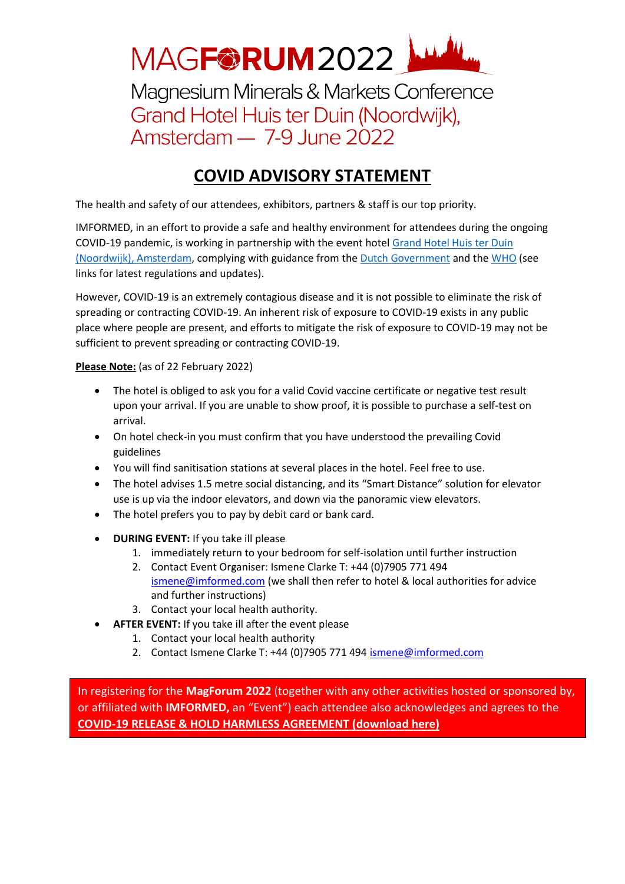# MAGFORUM2022

Magnesium Minerals & Markets Conference
Grand Hotel Huis ter Duin (Noordwijk), Amsterdam — 7-9 June 2022

## COVID ADVISORY STATEMENT

The health and safety of our attendees, exhibitors, partners & staff is our top priority.

IMFORMED, in an effort to provide a safe and healthy environment for attendees during the ongoing COVID-19 pandemic, is working in partnership with the event hotel Grand Hotel Huis ter Duin (Noordwijk), Amsterdam, complying with guidance from the Dutch Government and the WHO (see links for latest regulations and updates).

However, COVID-19 is an extremely contagious disease and it is not possible to eliminate the risk of spreading or contracting COVID-19. An inherent risk of exposure to COVID-19 exists in any public place where people are present, and efforts to mitigate the risk of exposure to COVID-19 may not be sufficient to prevent spreading or contracting COVID-19.

**Please Note:** (as of 22 February 2022)

- The hotel is obliged to ask you for a valid Covid vaccine certificate or negative test result upon your arrival. If you are unable to show proof, it is possible to purchase a self-test on arrival.
- On hotel check-in you must confirm that you have understood the prevailing Covid guidelines
- You will find sanitisation stations at several places in the hotel. Feel free to use.
- The hotel advises 1.5 metre social distancing, and its "Smart Distance" solution for elevator use is up via the indoor elevators, and down via the panoramic view elevators.
- The hotel prefers you to pay by debit card or bank card.
- **DURING EVENT:** If you take ill please
  1. immediately return to your bedroom for self-isolation until further instruction
  2. Contact Event Organiser: Ismene Clarke T: +44 (0)7905 771 494 ismene@imformed.com (we shall then refer to hotel & local authorities for advice and further instructions)
  3. Contact your local health authority.
- **AFTER EVENT:** If you take ill after the event please
  1. Contact your local health authority
  2. Contact Ismene Clarke T: +44 (0)7905 771 494 ismene@imformed.com

In registering for the **MagForum 2022** (together with any other activities hosted or sponsored by, or affiliated with **IMFORMED,** an "Event") each attendee also acknowledges and agrees to the **COVID-19 RELEASE & HOLD HARMLESS AGREEMENT (download here)**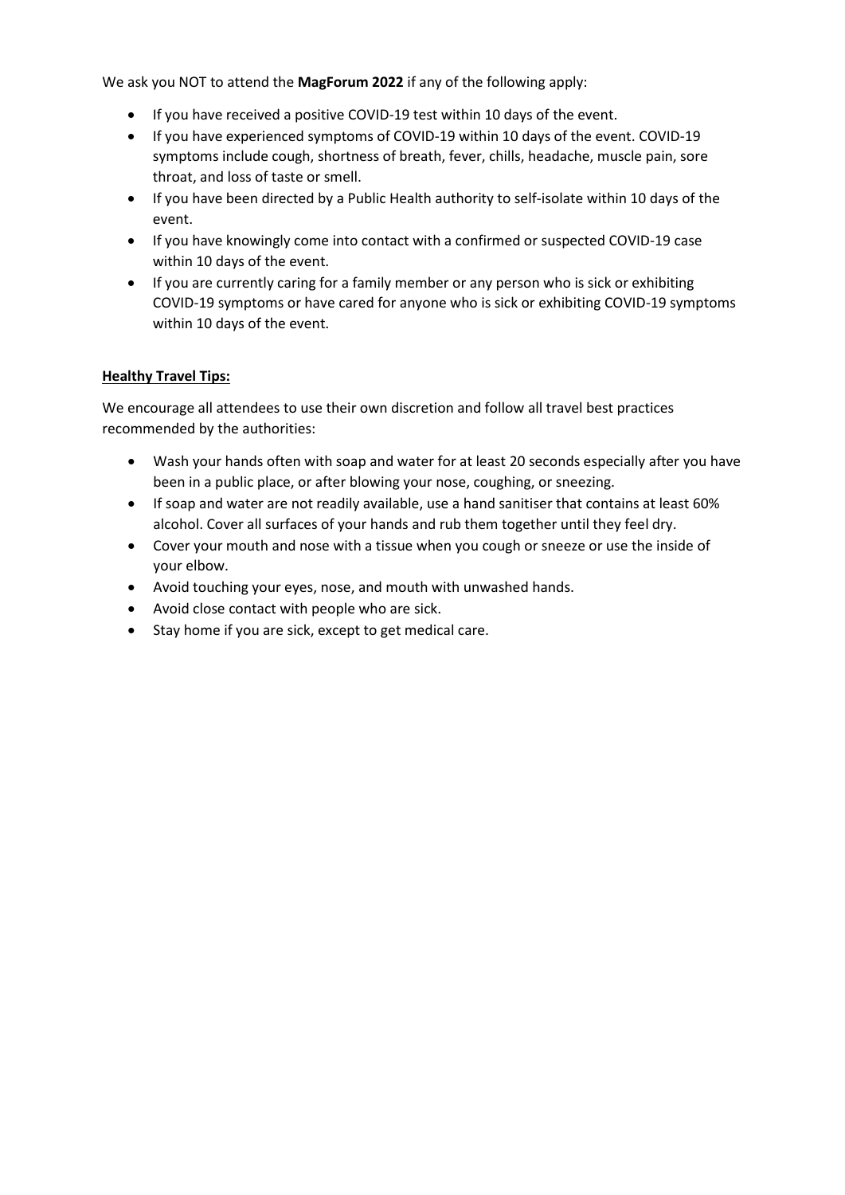We ask you NOT to attend the **MagForum 2022** if any of the following apply:

- If you have received a positive COVID-19 test within 10 days of the event.
- If you have experienced symptoms of COVID-19 within 10 days of the event. COVID-19 symptoms include cough, shortness of breath, fever, chills, headache, muscle pain, sore throat, and loss of taste or smell.
- If you have been directed by a Public Health authority to self-isolate within 10 days of the event.
- If you have knowingly come into contact with a confirmed or suspected COVID-19 case within 10 days of the event.
- If you are currently caring for a family member or any person who is sick or exhibiting COVID-19 symptoms or have cared for anyone who is sick or exhibiting COVID-19 symptoms within 10 days of the event.

**Healthy Travel Tips:**

We encourage all attendees to use their own discretion and follow all travel best practices recommended by the authorities:

- Wash your hands often with soap and water for at least 20 seconds especially after you have been in a public place, or after blowing your nose, coughing, or sneezing.
- If soap and water are not readily available, use a hand sanitiser that contains at least 60% alcohol. Cover all surfaces of your hands and rub them together until they feel dry.
- Cover your mouth and nose with a tissue when you cough or sneeze or use the inside of your elbow.
- Avoid touching your eyes, nose, and mouth with unwashed hands.
- Avoid close contact with people who are sick.
- Stay home if you are sick, except to get medical care.